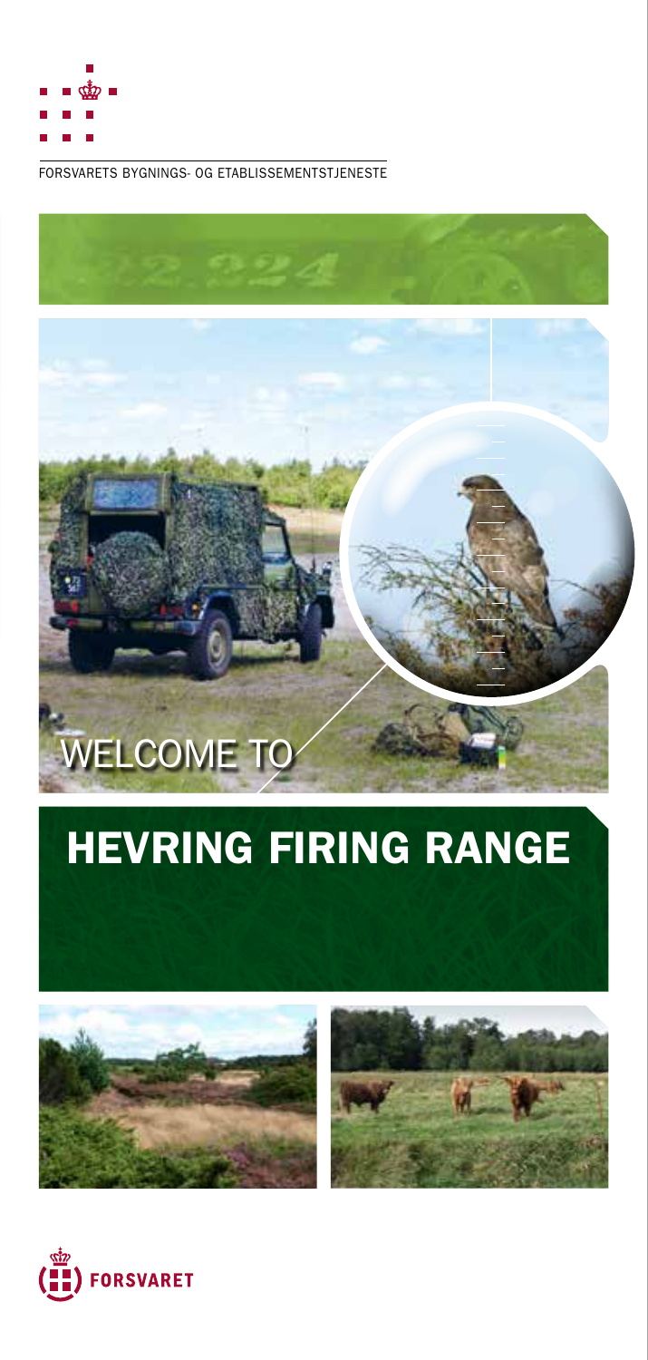FORSVARETS BYGNINGS- OG ETABLISSEMENTSTJENESTE

WELCOME TO

# HEVRING FIRING RANGE

FORSVARET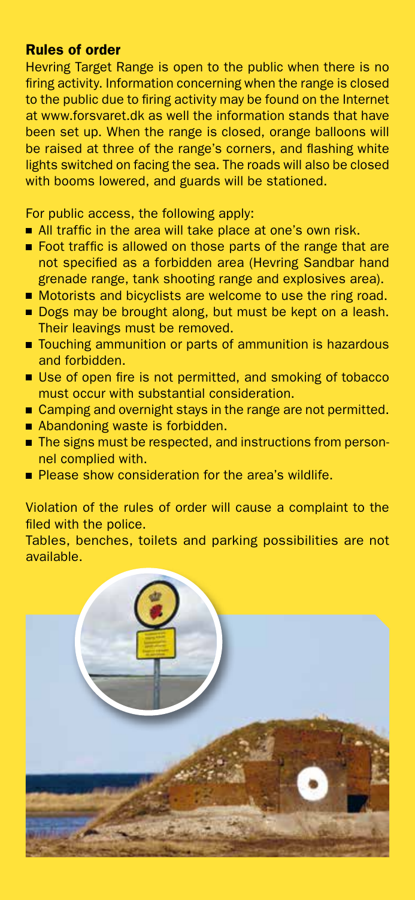## Rules of order

Hevring Target Range is open to the public when there is no firing activity. Information concerning when the range is closed to the public due to firing activity may be found on the Internet at www.forsvaret.dk as well the information stands that have been set up. When the range is closed, orange balloons will be raised at three of the range's corners, and flashing white lights switched on facing the sea. The roads will also be closed with booms lowered, and guards will be stationed.

For public access, the following apply:

- All traffic in the area will take place at one's own risk.
- Foot traffic is allowed on those parts of the range that are not specified as a forbidden area (Hevring Sandbar hand grenade range, tank shooting range and explosives area).
- Motorists and bicyclists are welcome to use the ring road.
- Dogs may be brought along, but must be kept on a leash. Their leavings must be removed.
- Touching ammunition or parts of ammunition is hazardous and forbidden.
- Use of open fire is not permitted, and smoking of tobacco must occur with substantial consideration.
- Camping and overnight stays in the range are not permitted.
- Abandoning waste is forbidden.
- The signs must be respected, and instructions from personnel complied with.
- Please show consideration for the area's wildlife.

Violation of the rules of order will cause a complaint to the filed with the police.

Tables, benches, toilets and parking possibilities are not available.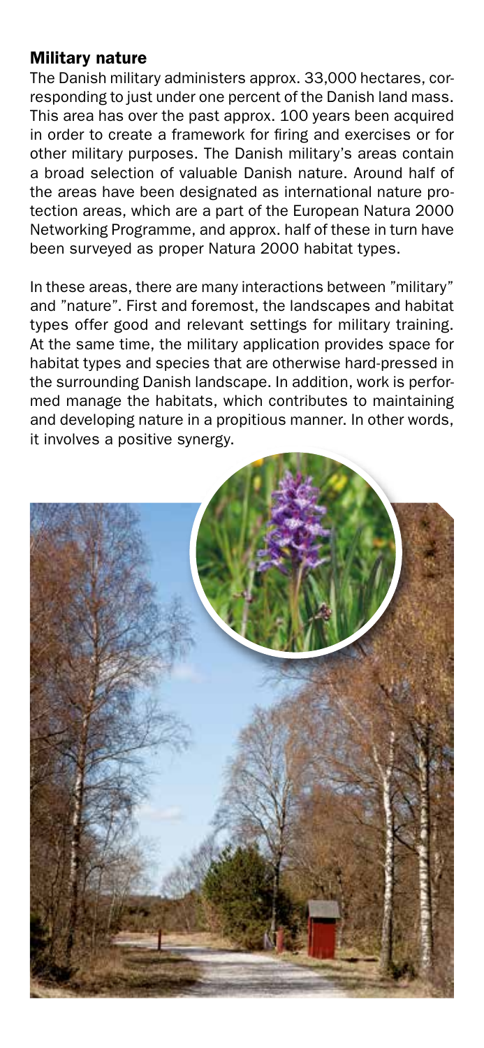## Military nature

The Danish military administers approx. 33,000 hectares, corresponding to just under one percent of the Danish land mass. This area has over the past approx. 100 years been acquired in order to create a framework for firing and exercises or for other military purposes. The Danish military's areas contain a broad selection of valuable Danish nature. Around half of the areas have been designated as international nature protection areas, which are a part of the European Natura 2000 Networking Programme, and approx. half of these in turn have been surveyed as proper Natura 2000 habitat types.

In these areas, there are many interactions between "military" and "nature". First and foremost, the landscapes and habitat types offer good and relevant settings for military training. At the same time, the military application provides space for habitat types and species that are otherwise hard-pressed in the surrounding Danish landscape. In addition, work is performed manage the habitats, which contributes to maintaining and developing nature in a propitious manner. In other words, it involves a positive synergy.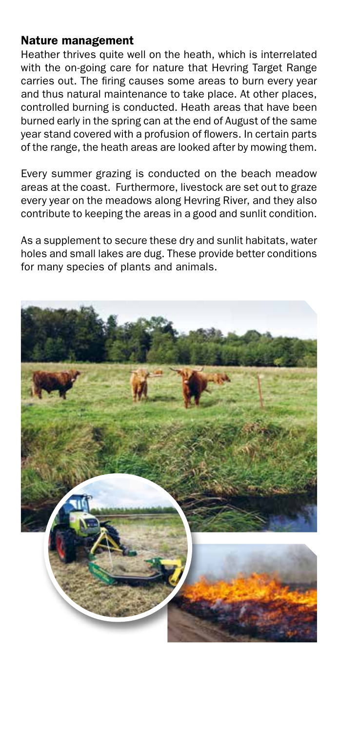## Nature management

Heather thrives quite well on the heath, which is interrelated with the on-going care for nature that Hevring Target Range carries out. The firing causes some areas to burn every year and thus natural maintenance to take place. At other places, controlled burning is conducted. Heath areas that have been burned early in the spring can at the end of August of the same year stand covered with a profusion of flowers. In certain parts of the range, the heath areas are looked after by mowing them.

Every summer grazing is conducted on the beach meadow areas at the coast. Furthermore, livestock are set out to graze every year on the meadows along Hevring River, and they also contribute to keeping the areas in a good and sunlit condition.

As a supplement to secure these dry and sunlit habitats, water holes and small lakes are dug. These provide better conditions for many species of plants and animals.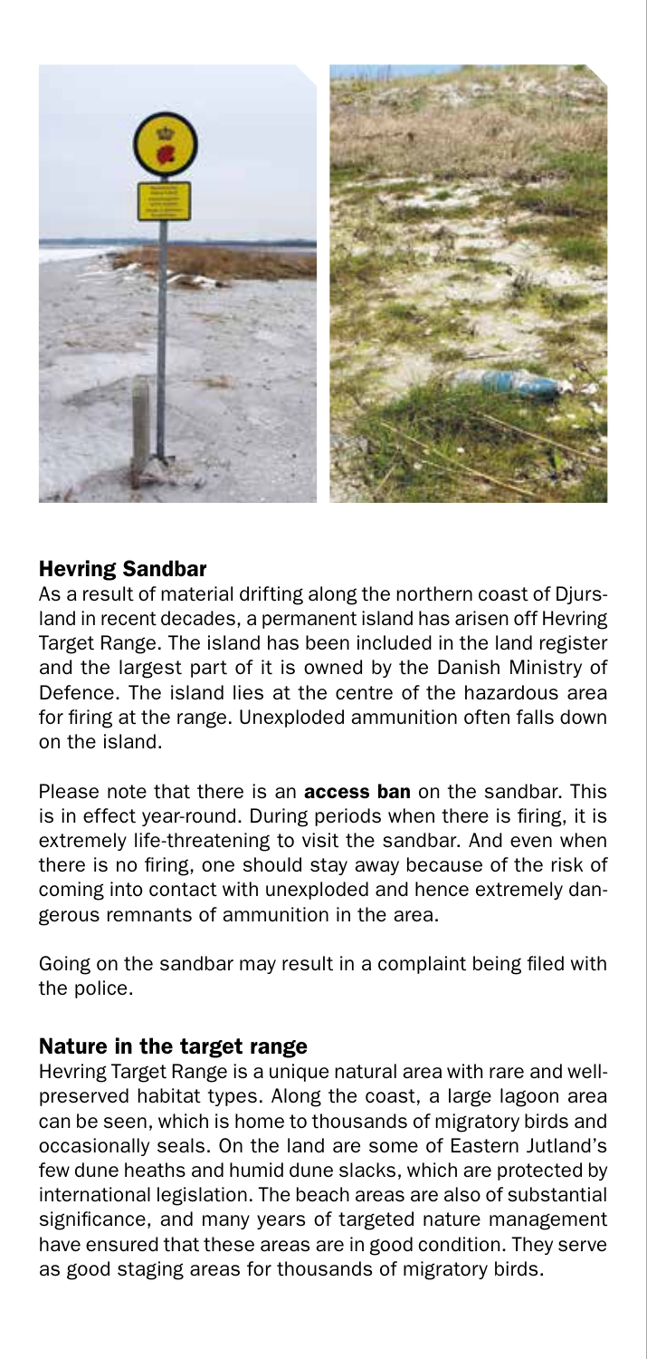## Hevring Sandbar

As a result of material drifting along the northern coast of Djursland in recent decades, a permanent island has arisen off Hevring Target Range. The island has been included in the land register and the largest part of it is owned by the Danish Ministry of Defence. The island lies at the centre of the hazardous area for firing at the range. Unexploded ammunition often falls down on the island.

Please note that there is an **access ban** on the sandbar. This is in effect year-round. During periods when there is firing, it is extremely life-threatening to visit the sandbar. And even when there is no firing, one should stay away because of the risk of coming into contact with unexploded and hence extremely dangerous remnants of ammunition in the area.

Going on the sandbar may result in a complaint being filed with the police.

## Nature in the target range

Hevring Target Range is a unique natural area with rare and well-preserved habitat types. Along the coast, a large lagoon area can be seen, which is home to thousands of migratory birds and occasionally seals. On the land are some of Eastern Jutland's few dune heaths and humid dune slacks, which are protected by international legislation. The beach areas are also of substantial significance, and many years of targeted nature management have ensured that these areas are in good condition. They serve as good staging areas for thousands of migratory birds.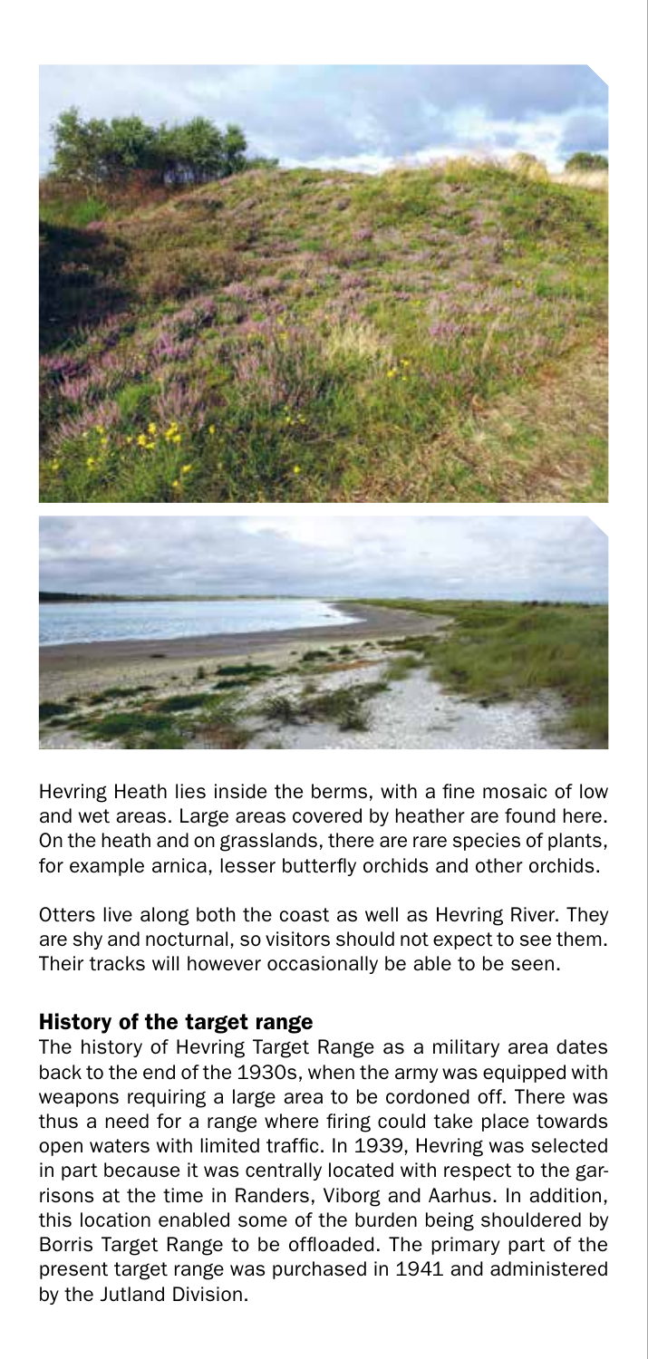Hevring Heath lies inside the berms, with a fine mosaic of low and wet areas. Large areas covered by heather are found here. On the heath and on grasslands, there are rare species of plants, for example arnica, lesser butterfly orchids and other orchids.

Otters live along both the coast as well as Hevring River. They are shy and nocturnal, so visitors should not expect to see them. Their tracks will however occasionally be able to be seen.

## History of the target range

The history of Hevring Target Range as a military area dates back to the end of the 1930s, when the army was equipped with weapons requiring a large area to be cordoned off. There was thus a need for a range where firing could take place towards open waters with limited traffic. In 1939, Hevring was selected in part because it was centrally located with respect to the garrisons at the time in Randers, Viborg and Aarhus. In addition, this location enabled some of the burden being shouldered by Borris Target Range to be offloaded. The primary part of the present target range was purchased in 1941 and administered by the Jutland Division.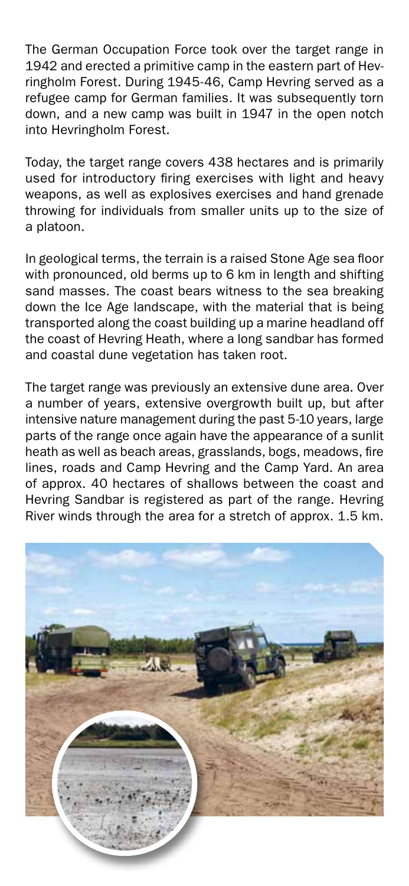The German Occupation Force took over the target range in 1942 and erected a primitive camp in the eastern part of Hevringholm Forest. During 1945-46, Camp Hevring served as a refugee camp for German families. It was subsequently torn down, and a new camp was built in 1947 in the open notch into Hevringholm Forest.

Today, the target range covers 438 hectares and is primarily used for introductory firing exercises with light and heavy weapons, as well as explosives exercises and hand grenade throwing for individuals from smaller units up to the size of a platoon.

In geological terms, the terrain is a raised Stone Age sea floor with pronounced, old berms up to 6 km in length and shifting sand masses. The coast bears witness to the sea breaking down the Ice Age landscape, with the material that is being transported along the coast building up a marine headland off the coast of Hevring Heath, where a long sandbar has formed and coastal dune vegetation has taken root.

The target range was previously an extensive dune area. Over a number of years, extensive overgrowth built up, but after intensive nature management during the past 5-10 years, large parts of the range once again have the appearance of a sunlit heath as well as beach areas, grasslands, bogs, meadows, fire lines, roads and Camp Hevring and the Camp Yard. An area of approx. 40 hectares of shallows between the coast and Hevring Sandbar is registered as part of the range. Hevring River winds through the area for a stretch of approx. 1.5 km.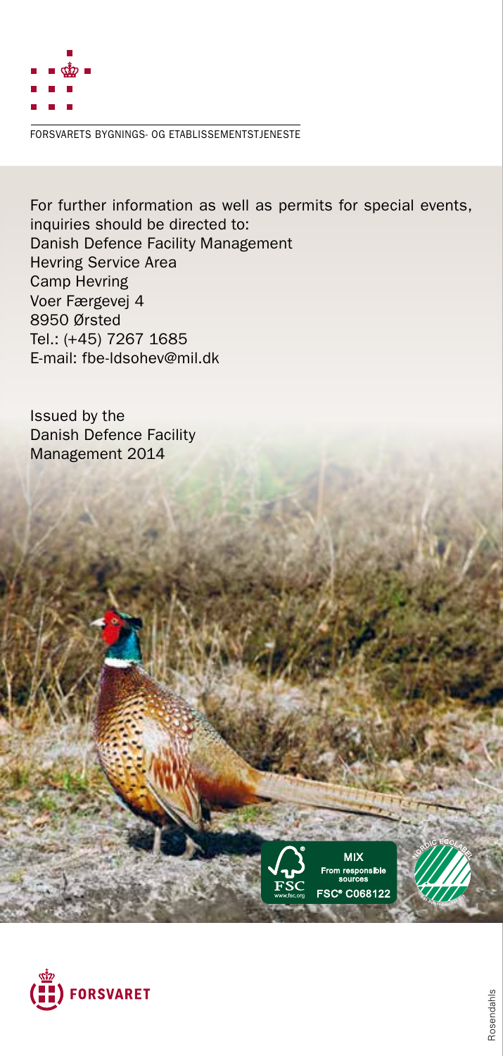FORSVARETS BYGNINGS- OG ETABLISSEMENTSTJENESTE

For further information as well as permits for special events, inquiries should be directed to:
Danish Defence Facility Management
Hevring Service Area
Camp Hevring
Voer Færgevej 4
8950 Ørsted
Tel.: (+45) 7267 1685
E-mail: fbe-ldsohev@mil.dk

Issued by the
Danish Defence Facility
Management 2014

MIX
From responsible sources
FSC® C068122

FORSVARET

Rosendahls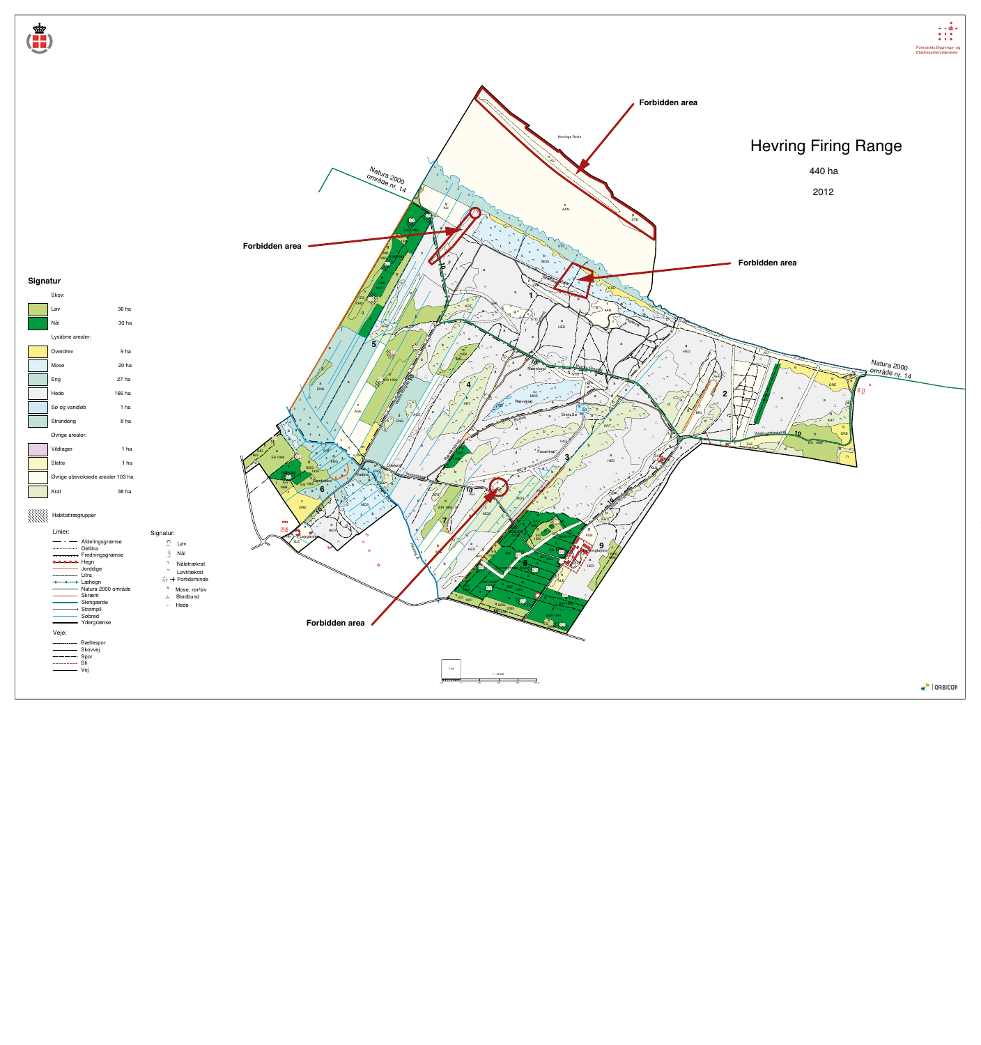# Hevring Firing Range

440 ha

2012

Forbidden area

Forbidden area

Forbidden area

Forbidden area

Natura 2000 område nr. 14

Natura 2000 område nr. 14

## Signatur

Skov:

| | | |
|---|---|---|
| | Løv | 36 ha |
| | Nål | 30 ha |

Lysåbne arealer:

| | | |
|---|---|---|
| | Overdrev | 9 ha |
| | Mose | 20 ha |
| | Eng | 27 ha |
| | Hede | 166 ha |
| | Sø og vandløb | 1 ha |
| | Strandeng | 8 ha |

Øvrige arealer:

| | | |
|---|---|---|
| | Vildtager | 1 ha |
| | Slette | 1 ha |
| | Øvrige ubevoksede arealer | 103 ha |
| | Krat | 38 ha |

Habitattrægrupper

Linier:

- Afdelingsgrænse
- Delitra
- Fredningsgrænse
- Hegn
- Jorddige
- Litra
- Læhegn
- Natura 2000 område
- Skrænt
- Stengærde
- Strømpil
- Søbred
- Ydergrænse

Veje:

- Bæltespor
- Skovvej
- Spor
- Sti
- Vej

Signatur:

- Løv
- Nål
- Nåletrækrat
- Løvtrækrat
- Fortidsminde
- Mose, rør/siv
- Blødbund
- Hede

Forsvarets Bygnings- og Etablissementstjeneste

ORBICON